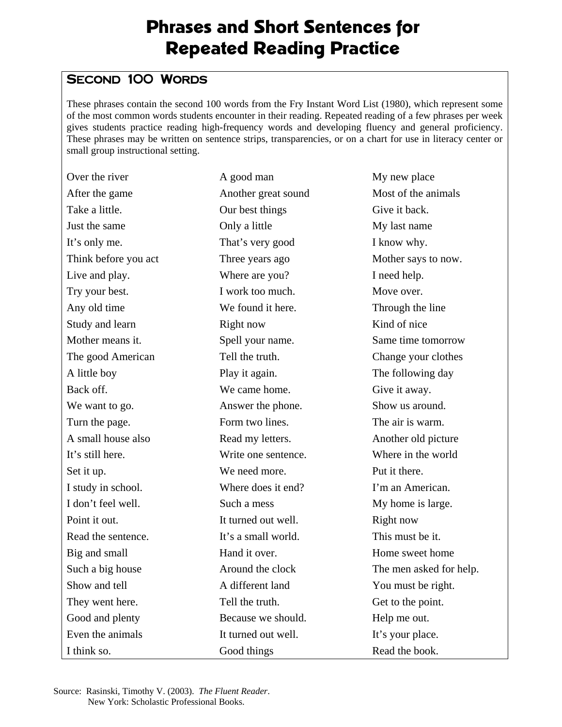# Phrases and Short Sentences for Repeated Reading Practice

## Second 100 Words

These phrases contain the second 100 words from the Fry Instant Word List (1980), which represent some of the most common words students encounter in their reading. Repeated reading of a few phrases per week gives students practice reading high-frequency words and developing fluency and general proficiency. These phrases may be written on sentence strips, transparencies, or on a chart for use in literacy center or small group instructional setting.

Over the river
After the game
Take a little.
Just the same
It's only me.
Think before you act
Live and play.
Try your best.
Any old time
Study and learn
Mother means it.
The good American
A little boy
Back off.
We want to go.
Turn the page.
A small house also
It's still here.
Set it up.
I study in school.
I don't feel well.
Point it out.
Read the sentence.
Big and small
Such a big house
Show and tell
They went here.
Good and plenty
Even the animals
I think so.

A good man
Another great sound
Our best things
Only a little
That's very good
Three years ago
Where are you?
I work too much.
We found it here.
Right now
Spell your name.
Tell the truth.
Play it again.
We came home.
Answer the phone.
Form two lines.
Read my letters.
Write one sentence.
We need more.
Where does it end?
Such a mess
It turned out well.
It's a small world.
Hand it over.
Around the clock
A different land
Tell the truth.
Because we should.
It turned out well.
Good things

My new place
Most of the animals
Give it back.
My last name
I know why.
Mother says to now.
I need help.
Move over.
Through the line
Kind of nice
Same time tomorrow
Change your clothes
The following day
Give it away.
Show us around.
The air is warm.
Another old picture
Where in the world
Put it there.
I'm an American.
My home is large.
Right now
This must be it.
Home sweet home
The men asked for help.
You must be right.
Get to the point.
Help me out.
It's your place.
Read the book.

Source: Rasinski, Timothy V. (2003). *The Fluent Reader*. New York: Scholastic Professional Books.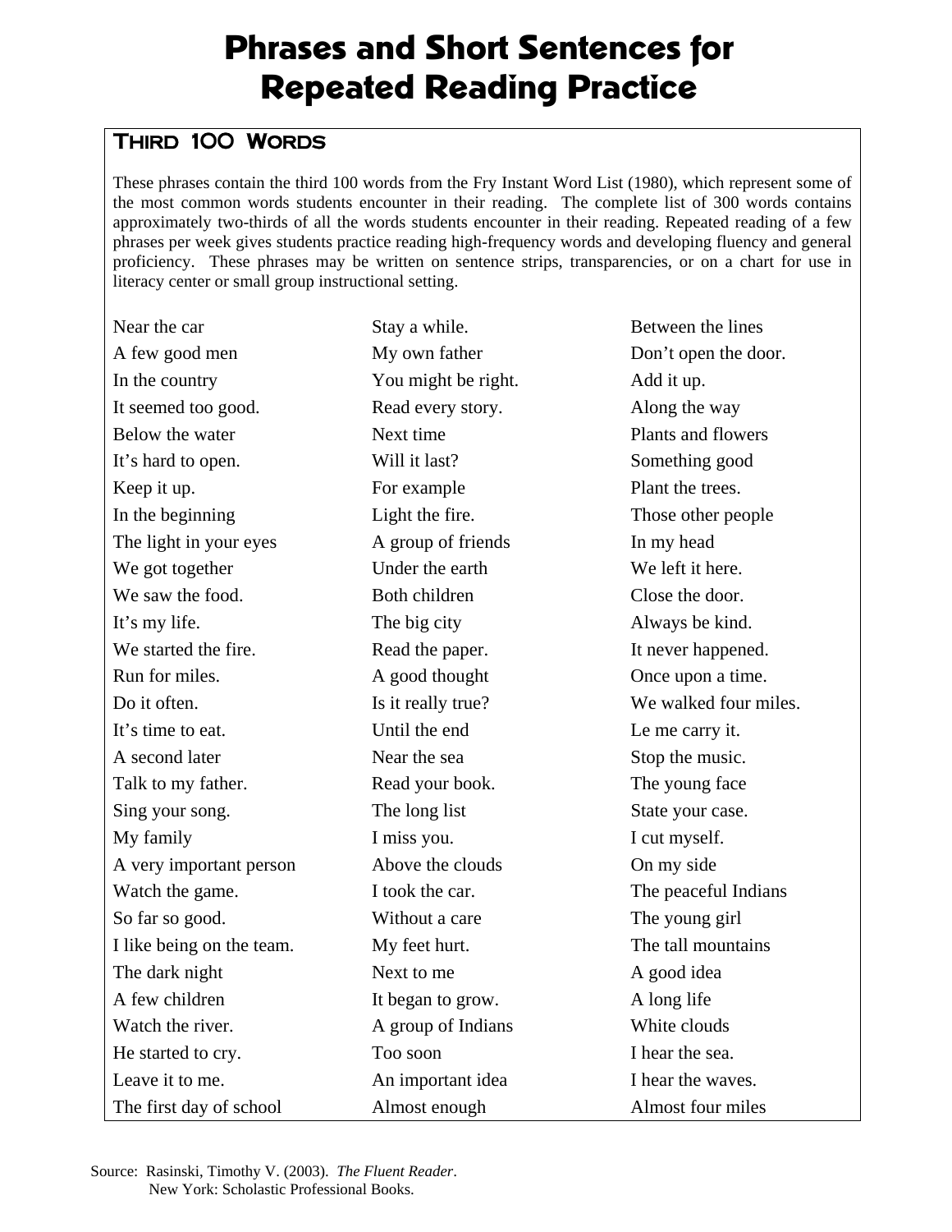# Phrases and Short Sentences for Repeated Reading Practice

## Third 100 Words

These phrases contain the third 100 words from the Fry Instant Word List (1980), which represent some of the most common words students encounter in their reading. The complete list of 300 words contains approximately two-thirds of all the words students encounter in their reading. Repeated reading of a few phrases per week gives students practice reading high-frequency words and developing fluency and general proficiency. These phrases may be written on sentence strips, transparencies, or on a chart for use in literacy center or small group instructional setting.

Near the car
A few good men
In the country
It seemed too good.
Below the water
It's hard to open.
Keep it up.
In the beginning
The light in your eyes
We got together
We saw the food.
It's my life.
We started the fire.
Run for miles.
Do it often.
It's time to eat.
A second later
Talk to my father.
Sing your song.
My family
A very important person
Watch the game.
So far so good.
I like being on the team.
The dark night
A few children
Watch the river.
He started to cry.
Leave it to me.
The first day of school

Stay a while.
My own father
You might be right.
Read every story.
Next time
Will it last?
For example
Light the fire.
A group of friends
Under the earth
Both children
The big city
Read the paper.
A good thought
Is it really true?
Until the end
Near the sea
Read your book.
The long list
I miss you.
Above the clouds
I took the car.
Without a care
My feet hurt.
Next to me
It began to grow.
A group of Indians
Too soon
An important idea
Almost enough

Between the lines
Don't open the door.
Add it up.
Along the way
Plants and flowers
Something good
Plant the trees.
Those other people
In my head
We left it here.
Close the door.
Always be kind.
It never happened.
Once upon a time.
We walked four miles.
Le me carry it.
Stop the music.
The young face
State your case.
I cut myself.
On my side
The peaceful Indians
The young girl
The tall mountains
A good idea
A long life
White clouds
I hear the sea.
I hear the waves.
Almost four miles

Source: Rasinski, Timothy V. (2003). *The Fluent Reader*. New York: Scholastic Professional Books.